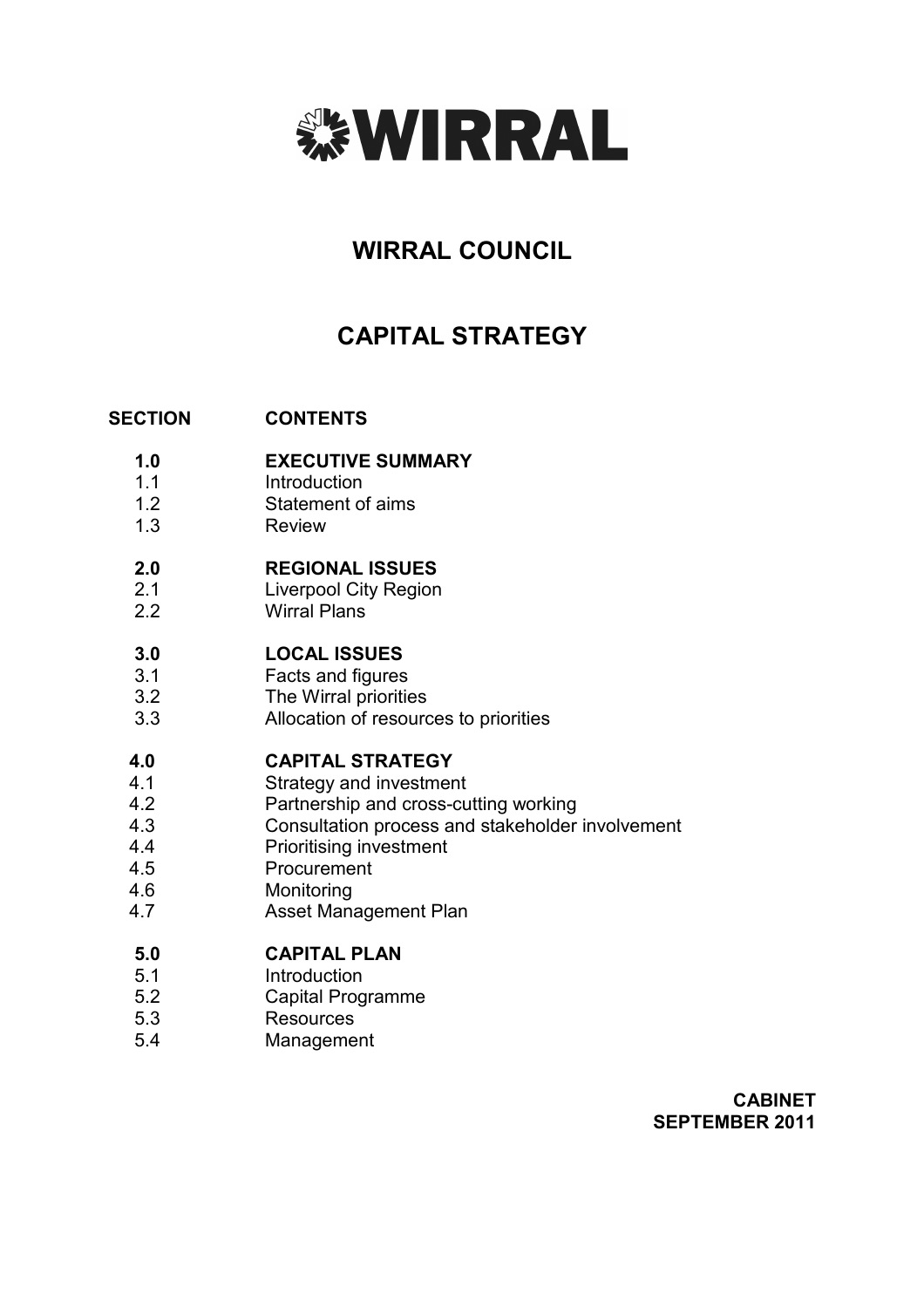# WIRRAL

## WIRRAL COUNCIL

## CAPITAL STRATEGY

| SECTION | CONTENTS |
|---|---|
| **1.0** | **EXECUTIVE SUMMARY** |
| 1.1 | Introduction |
| 1.2 | Statement of aims |
| 1.3 | Review |
| **2.0** | **REGIONAL ISSUES** |
| 2.1 | Liverpool City Region |
| 2.2 | Wirral Plans |
| **3.0** | **LOCAL ISSUES** |
| 3.1 | Facts and figures |
| 3.2 | The Wirral priorities |
| 3.3 | Allocation of resources to priorities |
| **4.0** | **CAPITAL STRATEGY** |
| 4.1 | Strategy and investment |
| 4.2 | Partnership and cross-cutting working |
| 4.3 | Consultation process and stakeholder involvement |
| 4.4 | Prioritising investment |
| 4.5 | Procurement |
| 4.6 | Monitoring |
| 4.7 | Asset Management Plan |
| **5.0** | **CAPITAL PLAN** |
| 5.1 | Introduction |
| 5.2 | Capital Programme |
| 5.3 | Resources |
| 5.4 | Management |

**CABINET**
**SEPTEMBER 2011**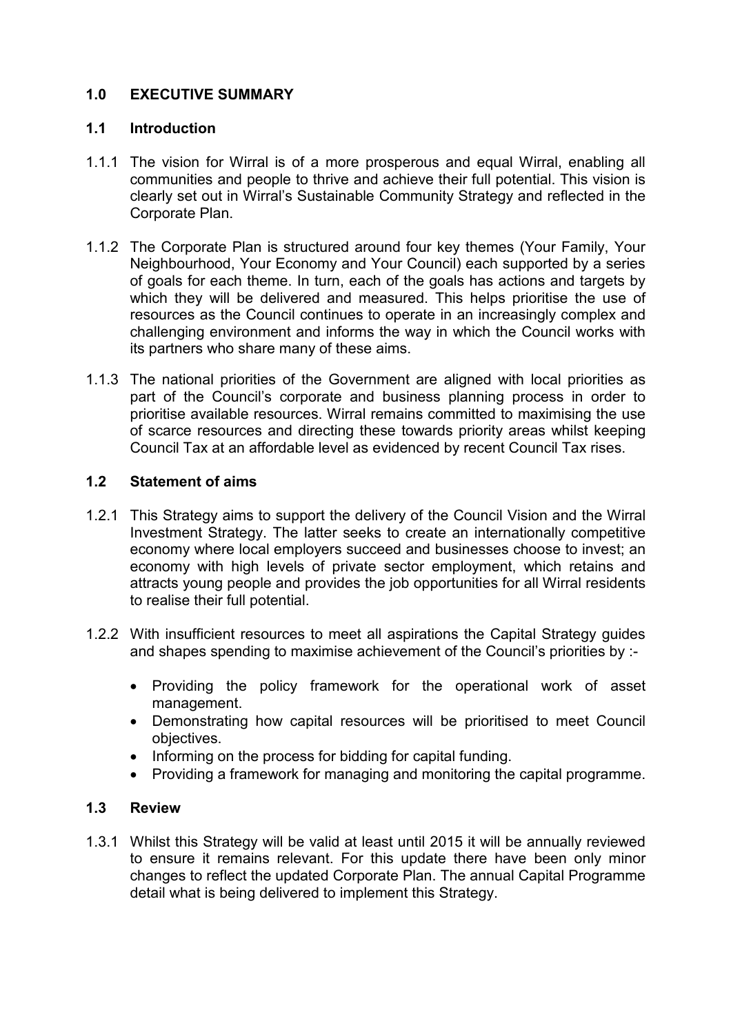## 1.0 EXECUTIVE SUMMARY

### 1.1 Introduction

1.1.1 The vision for Wirral is of a more prosperous and equal Wirral, enabling all communities and people to thrive and achieve their full potential. This vision is clearly set out in Wirral's Sustainable Community Strategy and reflected in the Corporate Plan.

1.1.2 The Corporate Plan is structured around four key themes (Your Family, Your Neighbourhood, Your Economy and Your Council) each supported by a series of goals for each theme. In turn, each of the goals has actions and targets by which they will be delivered and measured. This helps prioritise the use of resources as the Council continues to operate in an increasingly complex and challenging environment and informs the way in which the Council works with its partners who share many of these aims.

1.1.3 The national priorities of the Government are aligned with local priorities as part of the Council's corporate and business planning process in order to prioritise available resources. Wirral remains committed to maximising the use of scarce resources and directing these towards priority areas whilst keeping Council Tax at an affordable level as evidenced by recent Council Tax rises.

### 1.2 Statement of aims

1.2.1 This Strategy aims to support the delivery of the Council Vision and the Wirral Investment Strategy. The latter seeks to create an internationally competitive economy where local employers succeed and businesses choose to invest; an economy with high levels of private sector employment, which retains and attracts young people and provides the job opportunities for all Wirral residents to realise their full potential.

1.2.2 With insufficient resources to meet all aspirations the Capital Strategy guides and shapes spending to maximise achievement of the Council's priorities by :-

- Providing the policy framework for the operational work of asset management.
- Demonstrating how capital resources will be prioritised to meet Council objectives.
- Informing on the process for bidding for capital funding.
- Providing a framework for managing and monitoring the capital programme.

### 1.3 Review

1.3.1 Whilst this Strategy will be valid at least until 2015 it will be annually reviewed to ensure it remains relevant. For this update there have been only minor changes to reflect the updated Corporate Plan. The annual Capital Programme detail what is being delivered to implement this Strategy.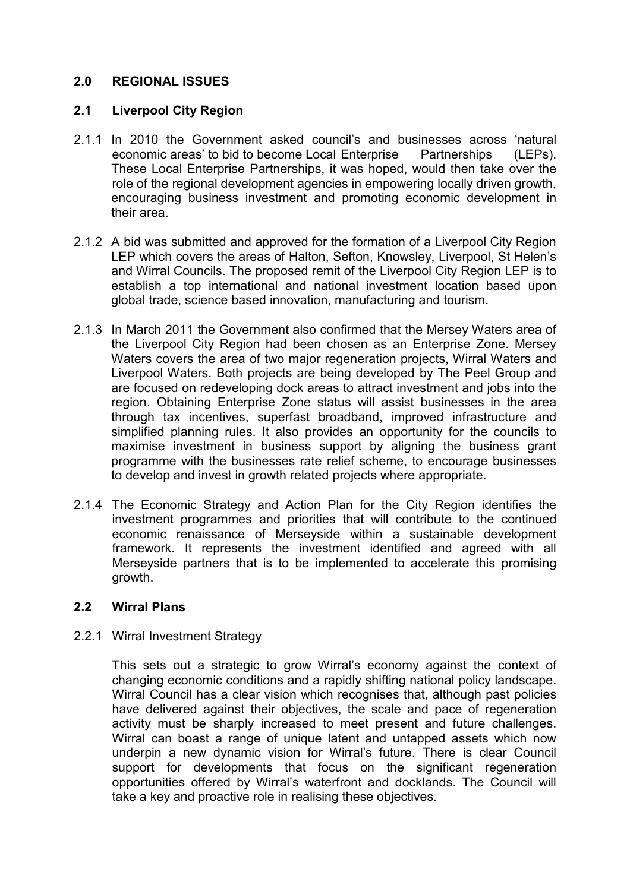## 2.0 REGIONAL ISSUES

### 2.1 Liverpool City Region

2.1.1 In 2010 the Government asked council's and businesses across 'natural economic areas' to bid to become Local Enterprise Partnerships (LEPs). These Local Enterprise Partnerships, it was hoped, would then take over the role of the regional development agencies in empowering locally driven growth, encouraging business investment and promoting economic development in their area.

2.1.2 A bid was submitted and approved for the formation of a Liverpool City Region LEP which covers the areas of Halton, Sefton, Knowsley, Liverpool, St Helen's and Wirral Councils. The proposed remit of the Liverpool City Region LEP is to establish a top international and national investment location based upon global trade, science based innovation, manufacturing and tourism.

2.1.3 In March 2011 the Government also confirmed that the Mersey Waters area of the Liverpool City Region had been chosen as an Enterprise Zone. Mersey Waters covers the area of two major regeneration projects, Wirral Waters and Liverpool Waters. Both projects are being developed by The Peel Group and are focused on redeveloping dock areas to attract investment and jobs into the region. Obtaining Enterprise Zone status will assist businesses in the area through tax incentives, superfast broadband, improved infrastructure and simplified planning rules. It also provides an opportunity for the councils to maximise investment in business support by aligning the business grant programme with the businesses rate relief scheme, to encourage businesses to develop and invest in growth related projects where appropriate.

2.1.4 The Economic Strategy and Action Plan for the City Region identifies the investment programmes and priorities that will contribute to the continued economic renaissance of Merseyside within a sustainable development framework. It represents the investment identified and agreed with all Merseyside partners that is to be implemented to accelerate this promising growth.

### 2.2 Wirral Plans

2.2.1 Wirral Investment Strategy

This sets out a strategic to grow Wirral's economy against the context of changing economic conditions and a rapidly shifting national policy landscape. Wirral Council has a clear vision which recognises that, although past policies have delivered against their objectives, the scale and pace of regeneration activity must be sharply increased to meet present and future challenges. Wirral can boast a range of unique latent and untapped assets which now underpin a new dynamic vision for Wirral's future. There is clear Council support for developments that focus on the significant regeneration opportunities offered by Wirral's waterfront and docklands. The Council will take a key and proactive role in realising these objectives.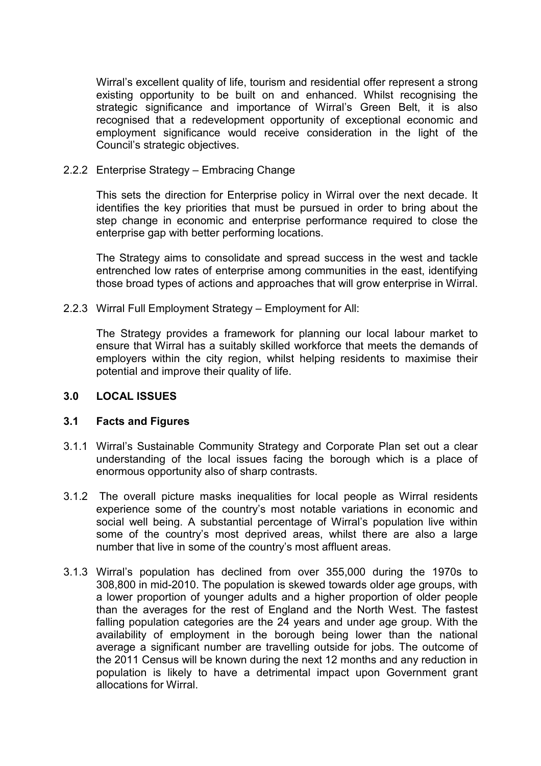Wirral's excellent quality of life, tourism and residential offer represent a strong existing opportunity to be built on and enhanced. Whilst recognising the strategic significance and importance of Wirral's Green Belt, it is also recognised that a redevelopment opportunity of exceptional economic and employment significance would receive consideration in the light of the Council's strategic objectives.

2.2.2 Enterprise Strategy – Embracing Change

This sets the direction for Enterprise policy in Wirral over the next decade. It identifies the key priorities that must be pursued in order to bring about the step change in economic and enterprise performance required to close the enterprise gap with better performing locations.

The Strategy aims to consolidate and spread success in the west and tackle entrenched low rates of enterprise among communities in the east, identifying those broad types of actions and approaches that will grow enterprise in Wirral.

2.2.3 Wirral Full Employment Strategy – Employment for All:

The Strategy provides a framework for planning our local labour market to ensure that Wirral has a suitably skilled workforce that meets the demands of employers within the city region, whilst helping residents to maximise their potential and improve their quality of life.

## 3.0 LOCAL ISSUES

### 3.1 Facts and Figures

3.1.1 Wirral's Sustainable Community Strategy and Corporate Plan set out a clear understanding of the local issues facing the borough which is a place of enormous opportunity also of sharp contrasts.

3.1.2 The overall picture masks inequalities for local people as Wirral residents experience some of the country's most notable variations in economic and social well being. A substantial percentage of Wirral's population live within some of the country's most deprived areas, whilst there are also a large number that live in some of the country's most affluent areas.

3.1.3 Wirral's population has declined from over 355,000 during the 1970s to 308,800 in mid-2010. The population is skewed towards older age groups, with a lower proportion of younger adults and a higher proportion of older people than the averages for the rest of England and the North West. The fastest falling population categories are the 24 years and under age group. With the availability of employment in the borough being lower than the national average a significant number are travelling outside for jobs. The outcome of the 2011 Census will be known during the next 12 months and any reduction in population is likely to have a detrimental impact upon Government grant allocations for Wirral.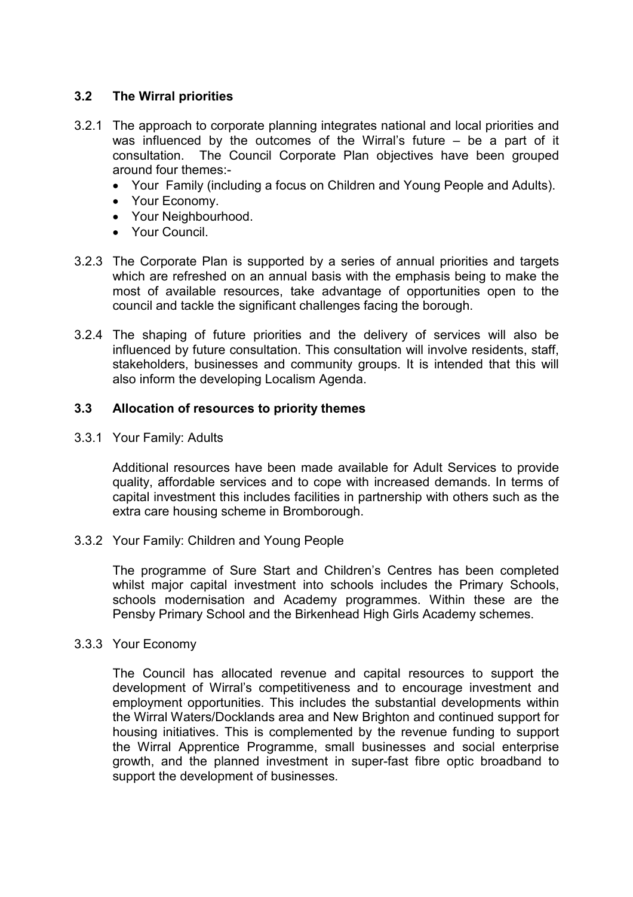### 3.2 The Wirral priorities

3.2.1 The approach to corporate planning integrates national and local priorities and was influenced by the outcomes of the Wirral's future – be a part of it consultation. The Council Corporate Plan objectives have been grouped around four themes:-

- Your Family (including a focus on Children and Young People and Adults).
- Your Economy.
- Your Neighbourhood.
- Your Council.

3.2.3 The Corporate Plan is supported by a series of annual priorities and targets which are refreshed on an annual basis with the emphasis being to make the most of available resources, take advantage of opportunities open to the council and tackle the significant challenges facing the borough.

3.2.4 The shaping of future priorities and the delivery of services will also be influenced by future consultation. This consultation will involve residents, staff, stakeholders, businesses and community groups. It is intended that this will also inform the developing Localism Agenda.

### 3.3 Allocation of resources to priority themes

3.3.1 Your Family: Adults

Additional resources have been made available for Adult Services to provide quality, affordable services and to cope with increased demands. In terms of capital investment this includes facilities in partnership with others such as the extra care housing scheme in Bromborough.

3.3.2 Your Family: Children and Young People

The programme of Sure Start and Children's Centres has been completed whilst major capital investment into schools includes the Primary Schools, schools modernisation and Academy programmes. Within these are the Pensby Primary School and the Birkenhead High Girls Academy schemes.

3.3.3 Your Economy

The Council has allocated revenue and capital resources to support the development of Wirral's competitiveness and to encourage investment and employment opportunities. This includes the substantial developments within the Wirral Waters/Docklands area and New Brighton and continued support for housing initiatives. This is complemented by the revenue funding to support the Wirral Apprentice Programme, small businesses and social enterprise growth, and the planned investment in super-fast fibre optic broadband to support the development of businesses.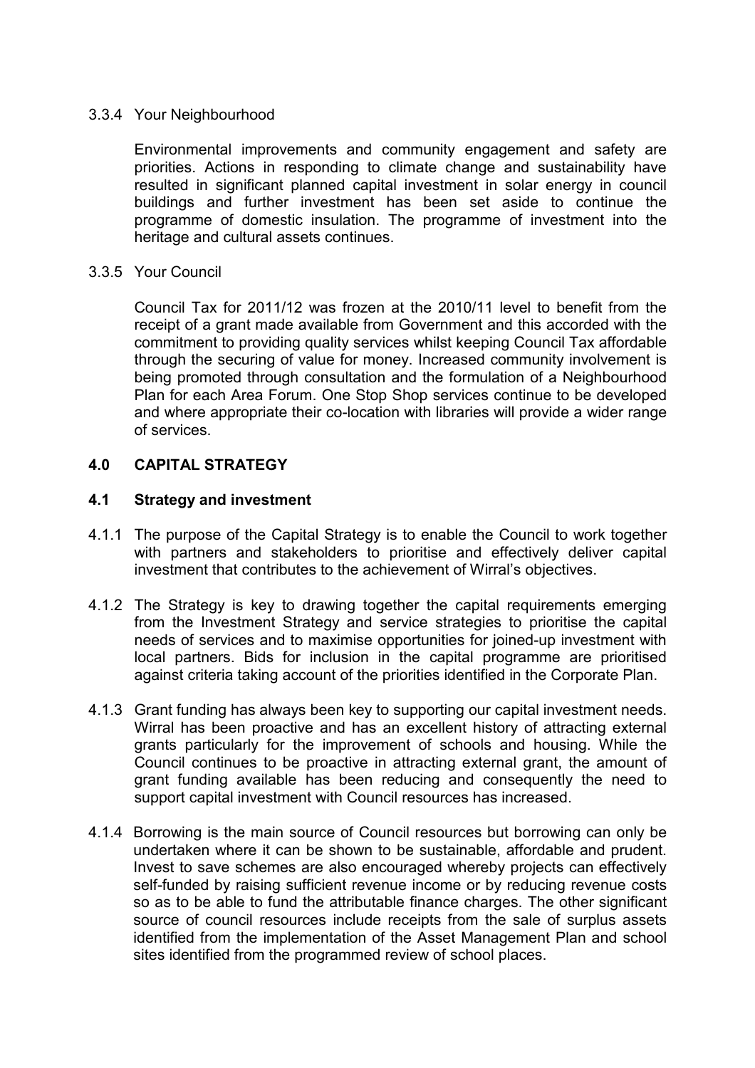3.3.4 Your Neighbourhood

Environmental improvements and community engagement and safety are priorities. Actions in responding to climate change and sustainability have resulted in significant planned capital investment in solar energy in council buildings and further investment has been set aside to continue the programme of domestic insulation. The programme of investment into the heritage and cultural assets continues.

3.3.5 Your Council

Council Tax for 2011/12 was frozen at the 2010/11 level to benefit from the receipt of a grant made available from Government and this accorded with the commitment to providing quality services whilst keeping Council Tax affordable through the securing of value for money. Increased community involvement is being promoted through consultation and the formulation of a Neighbourhood Plan for each Area Forum. One Stop Shop services continue to be developed and where appropriate their co-location with libraries will provide a wider range of services.

## 4.0 CAPITAL STRATEGY

### 4.1 Strategy and investment

4.1.1 The purpose of the Capital Strategy is to enable the Council to work together with partners and stakeholders to prioritise and effectively deliver capital investment that contributes to the achievement of Wirral's objectives.

4.1.2 The Strategy is key to drawing together the capital requirements emerging from the Investment Strategy and service strategies to prioritise the capital needs of services and to maximise opportunities for joined-up investment with local partners. Bids for inclusion in the capital programme are prioritised against criteria taking account of the priorities identified in the Corporate Plan.

4.1.3 Grant funding has always been key to supporting our capital investment needs. Wirral has been proactive and has an excellent history of attracting external grants particularly for the improvement of schools and housing. While the Council continues to be proactive in attracting external grant, the amount of grant funding available has been reducing and consequently the need to support capital investment with Council resources has increased.

4.1.4 Borrowing is the main source of Council resources but borrowing can only be undertaken where it can be shown to be sustainable, affordable and prudent. Invest to save schemes are also encouraged whereby projects can effectively self-funded by raising sufficient revenue income or by reducing revenue costs so as to be able to fund the attributable finance charges. The other significant source of council resources include receipts from the sale of surplus assets identified from the implementation of the Asset Management Plan and school sites identified from the programmed review of school places.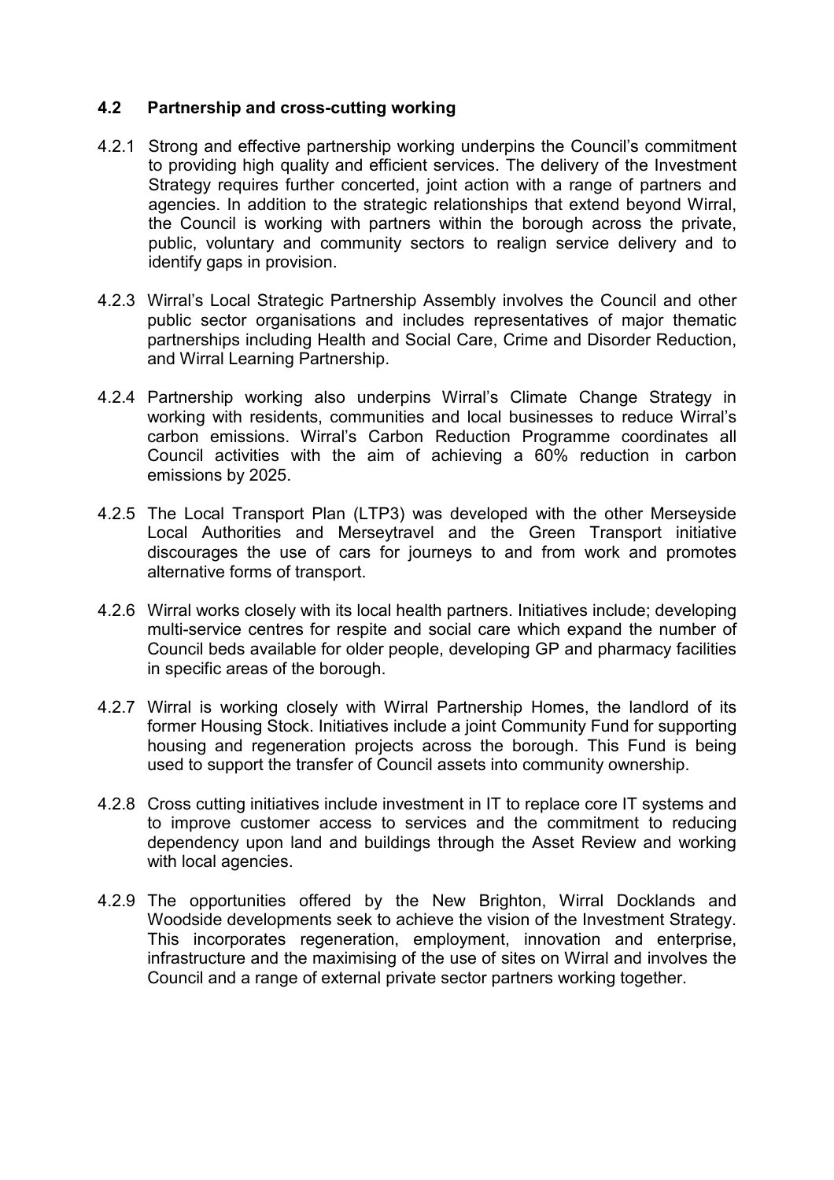### 4.2 Partnership and cross-cutting working

4.2.1 Strong and effective partnership working underpins the Council's commitment to providing high quality and efficient services. The delivery of the Investment Strategy requires further concerted, joint action with a range of partners and agencies. In addition to the strategic relationships that extend beyond Wirral, the Council is working with partners within the borough across the private, public, voluntary and community sectors to realign service delivery and to identify gaps in provision.

4.2.3 Wirral's Local Strategic Partnership Assembly involves the Council and other public sector organisations and includes representatives of major thematic partnerships including Health and Social Care, Crime and Disorder Reduction, and Wirral Learning Partnership.

4.2.4 Partnership working also underpins Wirral's Climate Change Strategy in working with residents, communities and local businesses to reduce Wirral's carbon emissions. Wirral's Carbon Reduction Programme coordinates all Council activities with the aim of achieving a 60% reduction in carbon emissions by 2025.

4.2.5 The Local Transport Plan (LTP3) was developed with the other Merseyside Local Authorities and Merseytravel and the Green Transport initiative discourages the use of cars for journeys to and from work and promotes alternative forms of transport.

4.2.6 Wirral works closely with its local health partners. Initiatives include; developing multi-service centres for respite and social care which expand the number of Council beds available for older people, developing GP and pharmacy facilities in specific areas of the borough.

4.2.7 Wirral is working closely with Wirral Partnership Homes, the landlord of its former Housing Stock. Initiatives include a joint Community Fund for supporting housing and regeneration projects across the borough. This Fund is being used to support the transfer of Council assets into community ownership.

4.2.8 Cross cutting initiatives include investment in IT to replace core IT systems and to improve customer access to services and the commitment to reducing dependency upon land and buildings through the Asset Review and working with local agencies.

4.2.9 The opportunities offered by the New Brighton, Wirral Docklands and Woodside developments seek to achieve the vision of the Investment Strategy. This incorporates regeneration, employment, innovation and enterprise, infrastructure and the maximising of the use of sites on Wirral and involves the Council and a range of external private sector partners working together.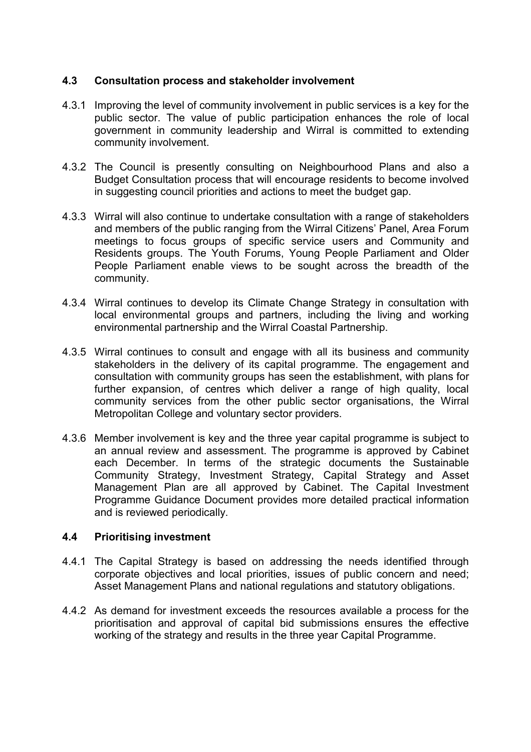## 4.3 Consultation process and stakeholder involvement

4.3.1 Improving the level of community involvement in public services is a key for the public sector. The value of public participation enhances the role of local government in community leadership and Wirral is committed to extending community involvement.

4.3.2 The Council is presently consulting on Neighbourhood Plans and also a Budget Consultation process that will encourage residents to become involved in suggesting council priorities and actions to meet the budget gap.

4.3.3 Wirral will also continue to undertake consultation with a range of stakeholders and members of the public ranging from the Wirral Citizens' Panel, Area Forum meetings to focus groups of specific service users and Community and Residents groups. The Youth Forums, Young People Parliament and Older People Parliament enable views to be sought across the breadth of the community.

4.3.4 Wirral continues to develop its Climate Change Strategy in consultation with local environmental groups and partners, including the living and working environmental partnership and the Wirral Coastal Partnership.

4.3.5 Wirral continues to consult and engage with all its business and community stakeholders in the delivery of its capital programme. The engagement and consultation with community groups has seen the establishment, with plans for further expansion, of centres which deliver a range of high quality, local community services from the other public sector organisations, the Wirral Metropolitan College and voluntary sector providers.

4.3.6 Member involvement is key and the three year capital programme is subject to an annual review and assessment. The programme is approved by Cabinet each December. In terms of the strategic documents the Sustainable Community Strategy, Investment Strategy, Capital Strategy and Asset Management Plan are all approved by Cabinet. The Capital Investment Programme Guidance Document provides more detailed practical information and is reviewed periodically.

## 4.4 Prioritising investment

4.4.1 The Capital Strategy is based on addressing the needs identified through corporate objectives and local priorities, issues of public concern and need; Asset Management Plans and national regulations and statutory obligations.

4.4.2 As demand for investment exceeds the resources available a process for the prioritisation and approval of capital bid submissions ensures the effective working of the strategy and results in the three year Capital Programme.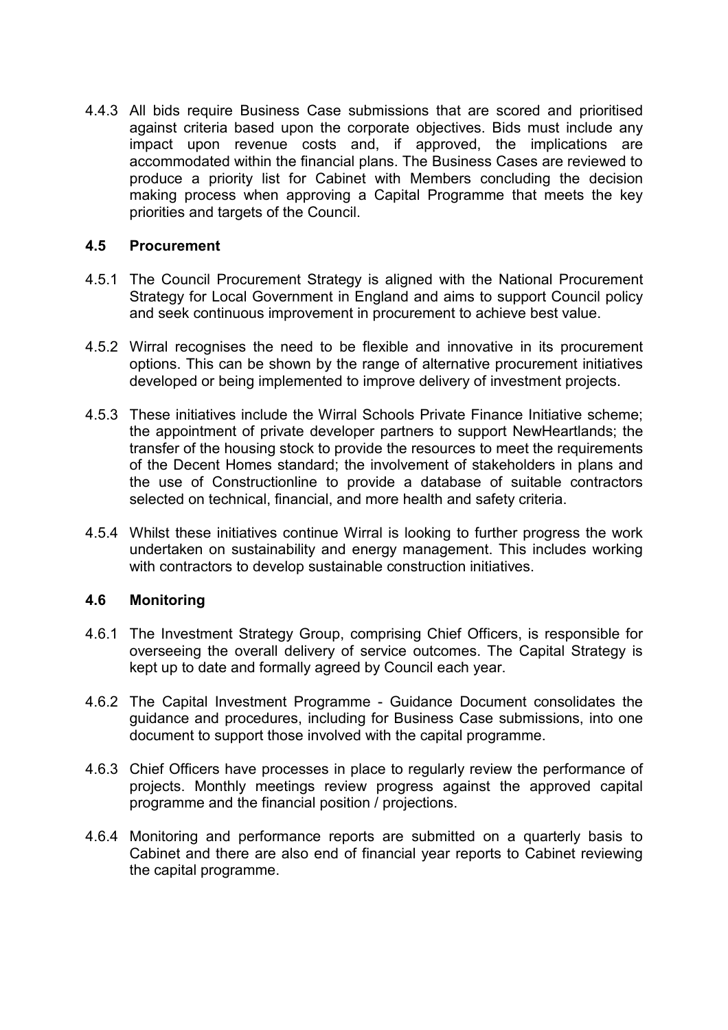4.4.3 All bids require Business Case submissions that are scored and prioritised against criteria based upon the corporate objectives. Bids must include any impact upon revenue costs and, if approved, the implications are accommodated within the financial plans. The Business Cases are reviewed to produce a priority list for Cabinet with Members concluding the decision making process when approving a Capital Programme that meets the key priorities and targets of the Council.

### 4.5 Procurement

4.5.1 The Council Procurement Strategy is aligned with the National Procurement Strategy for Local Government in England and aims to support Council policy and seek continuous improvement in procurement to achieve best value.

4.5.2 Wirral recognises the need to be flexible and innovative in its procurement options. This can be shown by the range of alternative procurement initiatives developed or being implemented to improve delivery of investment projects.

4.5.3 These initiatives include the Wirral Schools Private Finance Initiative scheme; the appointment of private developer partners to support NewHeartlands; the transfer of the housing stock to provide the resources to meet the requirements of the Decent Homes standard; the involvement of stakeholders in plans and the use of Constructionline to provide a database of suitable contractors selected on technical, financial, and more health and safety criteria.

4.5.4 Whilst these initiatives continue Wirral is looking to further progress the work undertaken on sustainability and energy management. This includes working with contractors to develop sustainable construction initiatives.

### 4.6 Monitoring

4.6.1 The Investment Strategy Group, comprising Chief Officers, is responsible for overseeing the overall delivery of service outcomes. The Capital Strategy is kept up to date and formally agreed by Council each year.

4.6.2 The Capital Investment Programme - Guidance Document consolidates the guidance and procedures, including for Business Case submissions, into one document to support those involved with the capital programme.

4.6.3 Chief Officers have processes in place to regularly review the performance of projects. Monthly meetings review progress against the approved capital programme and the financial position / projections.

4.6.4 Monitoring and performance reports are submitted on a quarterly basis to Cabinet and there are also end of financial year reports to Cabinet reviewing the capital programme.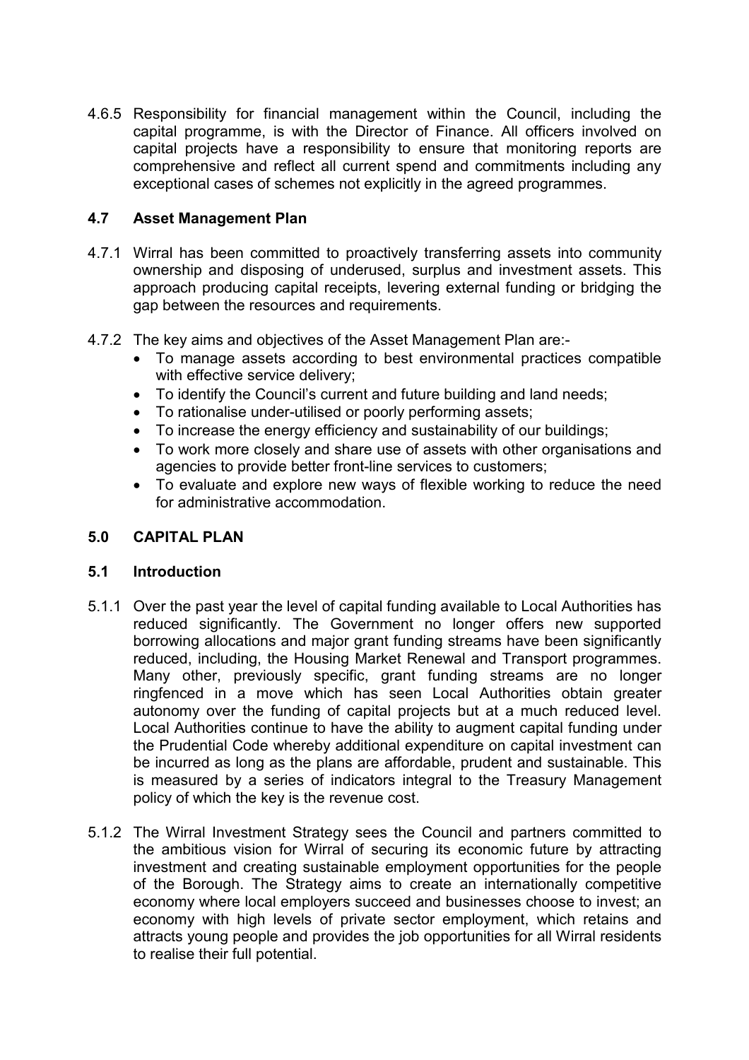4.6.5 Responsibility for financial management within the Council, including the capital programme, is with the Director of Finance. All officers involved on capital projects have a responsibility to ensure that monitoring reports are comprehensive and reflect all current spend and commitments including any exceptional cases of schemes not explicitly in the agreed programmes.

### 4.7 Asset Management Plan

4.7.1 Wirral has been committed to proactively transferring assets into community ownership and disposing of underused, surplus and investment assets. This approach producing capital receipts, levering external funding or bridging the gap between the resources and requirements.

4.7.2 The key aims and objectives of the Asset Management Plan are:-

- To manage assets according to best environmental practices compatible with effective service delivery;
- To identify the Council's current and future building and land needs;
- To rationalise under-utilised or poorly performing assets;
- To increase the energy efficiency and sustainability of our buildings;
- To work more closely and share use of assets with other organisations and agencies to provide better front-line services to customers;
- To evaluate and explore new ways of flexible working to reduce the need for administrative accommodation.

## 5.0 CAPITAL PLAN

### 5.1 Introduction

5.1.1 Over the past year the level of capital funding available to Local Authorities has reduced significantly. The Government no longer offers new supported borrowing allocations and major grant funding streams have been significantly reduced, including, the Housing Market Renewal and Transport programmes. Many other, previously specific, grant funding streams are no longer ringfenced in a move which has seen Local Authorities obtain greater autonomy over the funding of capital projects but at a much reduced level. Local Authorities continue to have the ability to augment capital funding under the Prudential Code whereby additional expenditure on capital investment can be incurred as long as the plans are affordable, prudent and sustainable. This is measured by a series of indicators integral to the Treasury Management policy of which the key is the revenue cost.

5.1.2 The Wirral Investment Strategy sees the Council and partners committed to the ambitious vision for Wirral of securing its economic future by attracting investment and creating sustainable employment opportunities for the people of the Borough. The Strategy aims to create an internationally competitive economy where local employers succeed and businesses choose to invest; an economy with high levels of private sector employment, which retains and attracts young people and provides the job opportunities for all Wirral residents to realise their full potential.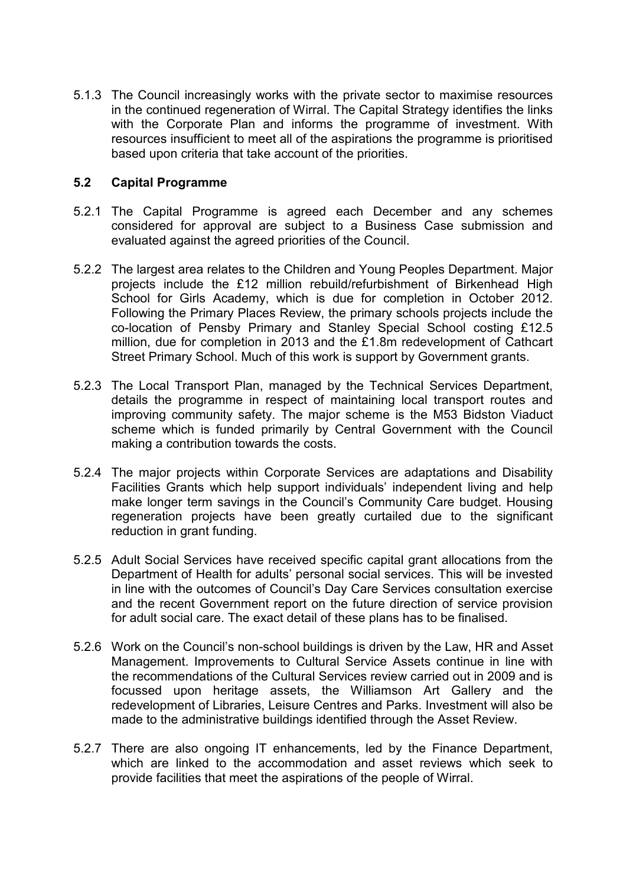5.1.3 The Council increasingly works with the private sector to maximise resources in the continued regeneration of Wirral. The Capital Strategy identifies the links with the Corporate Plan and informs the programme of investment. With resources insufficient to meet all of the aspirations the programme is prioritised based upon criteria that take account of the priorities.

## 5.2 Capital Programme

5.2.1 The Capital Programme is agreed each December and any schemes considered for approval are subject to a Business Case submission and evaluated against the agreed priorities of the Council.

5.2.2 The largest area relates to the Children and Young Peoples Department. Major projects include the £12 million rebuild/refurbishment of Birkenhead High School for Girls Academy, which is due for completion in October 2012. Following the Primary Places Review, the primary schools projects include the co-location of Pensby Primary and Stanley Special School costing £12.5 million, due for completion in 2013 and the £1.8m redevelopment of Cathcart Street Primary School. Much of this work is support by Government grants.

5.2.3 The Local Transport Plan, managed by the Technical Services Department, details the programme in respect of maintaining local transport routes and improving community safety. The major scheme is the M53 Bidston Viaduct scheme which is funded primarily by Central Government with the Council making a contribution towards the costs.

5.2.4 The major projects within Corporate Services are adaptations and Disability Facilities Grants which help support individuals' independent living and help make longer term savings in the Council's Community Care budget. Housing regeneration projects have been greatly curtailed due to the significant reduction in grant funding.

5.2.5 Adult Social Services have received specific capital grant allocations from the Department of Health for adults' personal social services. This will be invested in line with the outcomes of Council's Day Care Services consultation exercise and the recent Government report on the future direction of service provision for adult social care. The exact detail of these plans has to be finalised.

5.2.6 Work on the Council's non-school buildings is driven by the Law, HR and Asset Management. Improvements to Cultural Service Assets continue in line with the recommendations of the Cultural Services review carried out in 2009 and is focussed upon heritage assets, the Williamson Art Gallery and the redevelopment of Libraries, Leisure Centres and Parks. Investment will also be made to the administrative buildings identified through the Asset Review.

5.2.7 There are also ongoing IT enhancements, led by the Finance Department, which are linked to the accommodation and asset reviews which seek to provide facilities that meet the aspirations of the people of Wirral.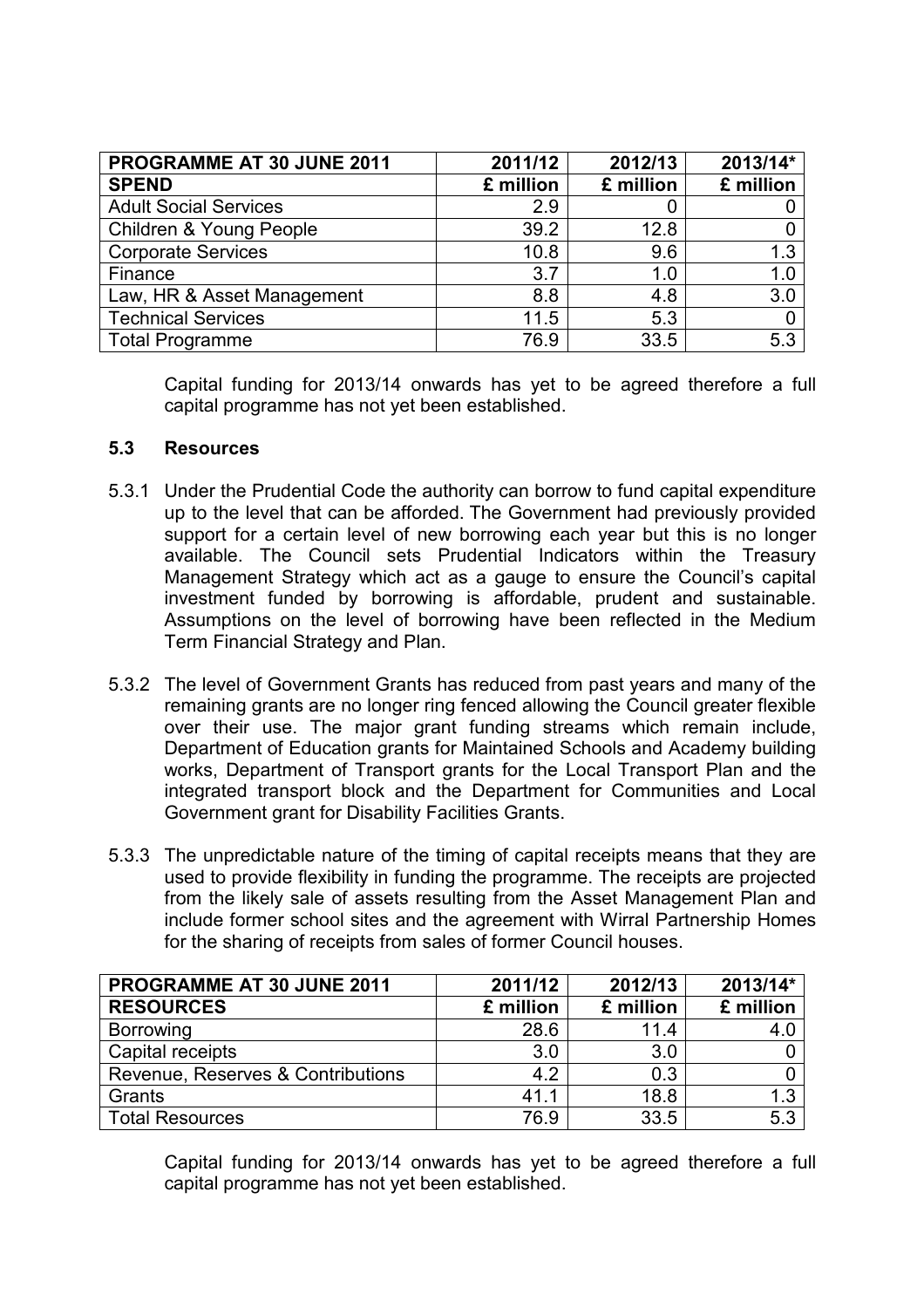| PROGRAMME AT 30 JUNE 2011 | 2011/12 | 2012/13 | 2013/14* |
|---|---|---|---|
| **SPEND** | **£ million** | **£ million** | **£ million** |
| Adult Social Services | 2.9 | 0 | 0 |
| Children & Young People | 39.2 | 12.8 | 0 |
| Corporate Services | 10.8 | 9.6 | 1.3 |
| Finance | 3.7 | 1.0 | 1.0 |
| Law, HR & Asset Management | 8.8 | 4.8 | 3.0 |
| Technical Services | 11.5 | 5.3 | 0 |
| Total Programme | 76.9 | 33.5 | 5.3 |

Capital funding for 2013/14 onwards has yet to be agreed therefore a full capital programme has not yet been established.

### 5.3 Resources

5.3.1 Under the Prudential Code the authority can borrow to fund capital expenditure up to the level that can be afforded. The Government had previously provided support for a certain level of new borrowing each year but this is no longer available. The Council sets Prudential Indicators within the Treasury Management Strategy which act as a gauge to ensure the Council's capital investment funded by borrowing is affordable, prudent and sustainable. Assumptions on the level of borrowing have been reflected in the Medium Term Financial Strategy and Plan.

5.3.2 The level of Government Grants has reduced from past years and many of the remaining grants are no longer ring fenced allowing the Council greater flexible over their use. The major grant funding streams which remain include, Department of Education grants for Maintained Schools and Academy building works, Department of Transport grants for the Local Transport Plan and the integrated transport block and the Department for Communities and Local Government grant for Disability Facilities Grants.

5.3.3 The unpredictable nature of the timing of capital receipts means that they are used to provide flexibility in funding the programme. The receipts are projected from the likely sale of assets resulting from the Asset Management Plan and include former school sites and the agreement with Wirral Partnership Homes for the sharing of receipts from sales of former Council houses.

| PROGRAMME AT 30 JUNE 2011 | 2011/12 | 2012/13 | 2013/14* |
|---|---|---|---|
| **RESOURCES** | **£ million** | **£ million** | **£ million** |
| Borrowing | 28.6 | 11.4 | 4.0 |
| Capital receipts | 3.0 | 3.0 | 0 |
| Revenue, Reserves & Contributions | 4.2 | 0.3 | 0 |
| Grants | 41.1 | 18.8 | 1.3 |
| Total Resources | 76.9 | 33.5 | 5.3 |

Capital funding for 2013/14 onwards has yet to be agreed therefore a full capital programme has not yet been established.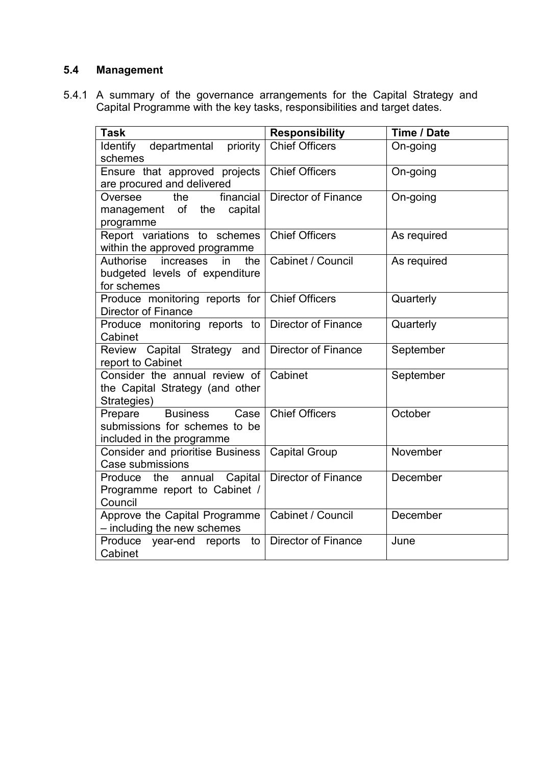## 5.4 Management

5.4.1 A summary of the governance arrangements for the Capital Strategy and Capital Programme with the key tasks, responsibilities and target dates.

| Task | Responsibility | Time / Date |
|---|---|---|
| Identify departmental priority schemes | Chief Officers | On-going |
| Ensure that approved projects are procured and delivered | Chief Officers | On-going |
| Oversee the financial management of the capital programme | Director of Finance | On-going |
| Report variations to schemes within the approved programme | Chief Officers | As required |
| Authorise increases in the budgeted levels of expenditure for schemes | Cabinet / Council | As required |
| Produce monitoring reports for Director of Finance | Chief Officers | Quarterly |
| Produce monitoring reports to Cabinet | Director of Finance | Quarterly |
| Review Capital Strategy and report to Cabinet | Director of Finance | September |
| Consider the annual review of the Capital Strategy (and other Strategies) | Cabinet | September |
| Prepare Business Case submissions for schemes to be included in the programme | Chief Officers | October |
| Consider and prioritise Business Case submissions | Capital Group | November |
| Produce the annual Capital Programme report to Cabinet / Council | Director of Finance | December |
| Approve the Capital Programme – including the new schemes | Cabinet / Council | December |
| Produce year-end reports to Cabinet | Director of Finance | June |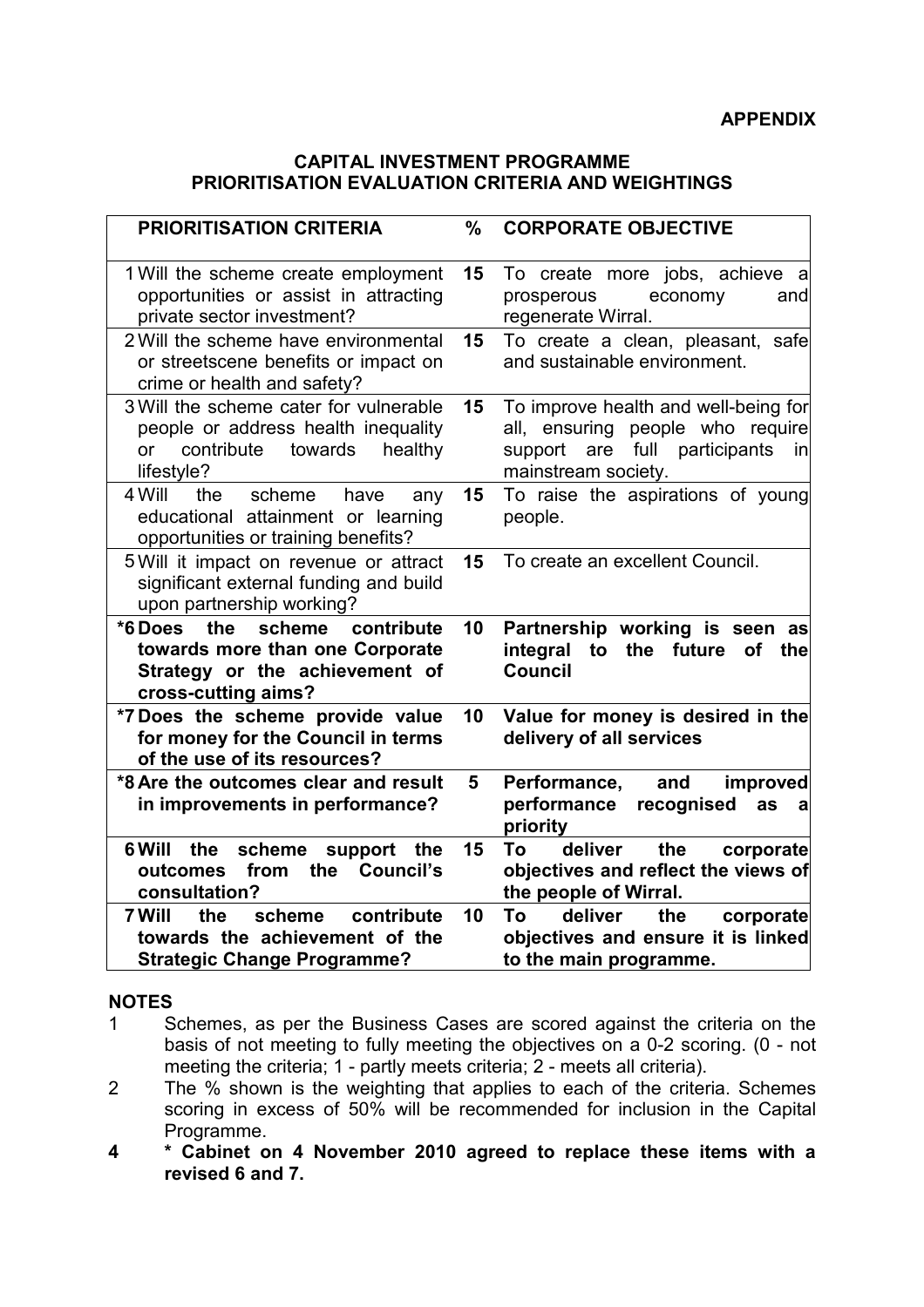**APPENDIX**

## CAPITAL INVESTMENT PROGRAMME
## PRIORITISATION EVALUATION CRITERIA AND WEIGHTINGS

| PRIORITISATION CRITERIA | % | CORPORATE OBJECTIVE |
|---|---|---|
| 1 Will the scheme create employment opportunities or assist in attracting private sector investment? | 15 | To create more jobs, achieve a prosperous economy and regenerate Wirral. |
| 2 Will the scheme have environmental or streetscene benefits or impact on crime or health and safety? | 15 | To create a clean, pleasant, safe and sustainable environment. |
| 3 Will the scheme cater for vulnerable people or address health inequality or contribute towards healthy lifestyle? | 15 | To improve health and well-being for all, ensuring people who require support are full participants in mainstream society. |
| 4 Will the scheme have any educational attainment or learning opportunities or training benefits? | 15 | To raise the aspirations of young people. |
| 5 Will it impact on revenue or attract significant external funding and build upon partnership working? | 15 | To create an excellent Council. |
| **\*6 Does the scheme contribute towards more than one Corporate Strategy or the achievement of cross-cutting aims?** | **10** | **Partnership working is seen as integral to the future of the Council** |
| **\*7 Does the scheme provide value for money for the Council in terms of the use of its resources?** | **10** | **Value for money is desired in the delivery of all services** |
| **\*8 Are the outcomes clear and result in improvements in performance?** | **5** | **Performance, and improved performance recognised as a priority** |
| **6 Will the scheme support the outcomes from the Council's consultation?** | **15** | **To deliver the corporate objectives and reflect the views of the people of Wirral.** |
| **7 Will the scheme contribute towards the achievement of the Strategic Change Programme?** | **10** | **To deliver the corporate objectives and ensure it is linked to the main programme.** |

**NOTES**

1 Schemes, as per the Business Cases are scored against the criteria on the basis of not meeting to fully meeting the objectives on a 0-2 scoring. (0 - not meeting the criteria; 1 - partly meets criteria; 2 - meets all criteria).

2 The % shown is the weighting that applies to each of the criteria. Schemes scoring in excess of 50% will be recommended for inclusion in the Capital Programme.

**4 * Cabinet on 4 November 2010 agreed to replace these items with a revised 6 and 7.**